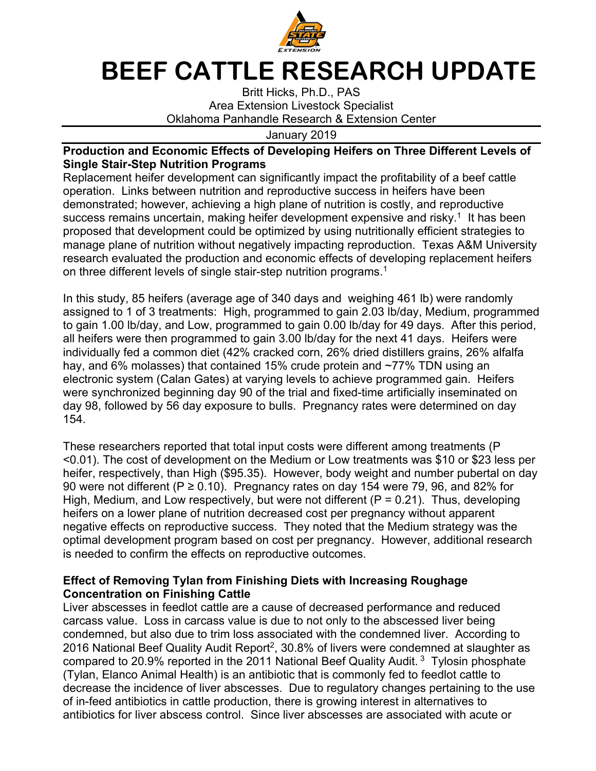# BEEF CATTLE RESEARCH UPDATE

Britt Hicks, Ph.D., PAS
Area Extension Livestock Specialist
Oklahoma Panhandle Research & Extension Center

January 2019

## Production and Economic Effects of Developing Heifers on Three Different Levels of Single Stair-Step Nutrition Programs

Replacement heifer development can significantly impact the profitability of a beef cattle operation. Links between nutrition and reproductive success in heifers have been demonstrated; however, achieving a high plane of nutrition is costly, and reproductive success remains uncertain, making heifer development expensive and risky.[1] It has been proposed that development could be optimized by using nutritionally efficient strategies to manage plane of nutrition without negatively impacting reproduction. Texas A&M University research evaluated the production and economic effects of developing replacement heifers on three different levels of single stair-step nutrition programs.[1]

In this study, 85 heifers (average age of 340 days and weighing 461 lb) were randomly assigned to 1 of 3 treatments: High, programmed to gain 2.03 lb/day, Medium, programmed to gain 1.00 lb/day, and Low, programmed to gain 0.00 lb/day for 49 days. After this period, all heifers were then programmed to gain 3.00 lb/day for the next 41 days. Heifers were individually fed a common diet (42% cracked corn, 26% dried distillers grains, 26% alfalfa hay, and 6% molasses) that contained 15% crude protein and ~77% TDN using an electronic system (Calan Gates) at varying levels to achieve programmed gain. Heifers were synchronized beginning day 90 of the trial and fixed-time artificially inseminated on day 98, followed by 56 day exposure to bulls. Pregnancy rates were determined on day 154.

These researchers reported that total input costs were different among treatments ($P < 0.01$). The cost of development on the Medium or Low treatments was $10 or $23 less per heifer, respectively, than High ($95.35). However, body weight and number pubertal on day 90 were not different ($P \geq 0.10$). Pregnancy rates on day 154 were 79, 96, and 82% for High, Medium, and Low respectively, but were not different ($P = 0.21$). Thus, developing heifers on a lower plane of nutrition decreased cost per pregnancy without apparent negative effects on reproductive success. They noted that the Medium strategy was the optimal development program based on cost per pregnancy. However, additional research is needed to confirm the effects on reproductive outcomes.

## Effect of Removing Tylan from Finishing Diets with Increasing Roughage Concentration on Finishing Cattle

Liver abscesses in feedlot cattle are a cause of decreased performance and reduced carcass value. Loss in carcass value is due to not only to the abscessed liver being condemned, but also due to trim loss associated with the condemned liver. According to 2016 National Beef Quality Audit Report[2], 30.8% of livers were condemned at slaughter as compared to 20.9% reported in the 2011 National Beef Quality Audit.[3] Tylosin phosphate (Tylan, Elanco Animal Health) is an antibiotic that is commonly fed to feedlot cattle to decrease the incidence of liver abscesses. Due to regulatory changes pertaining to the use of in-feed antibiotics in cattle production, there is growing interest in alternatives to antibiotics for liver abscess control. Since liver abscesses are associated with acute or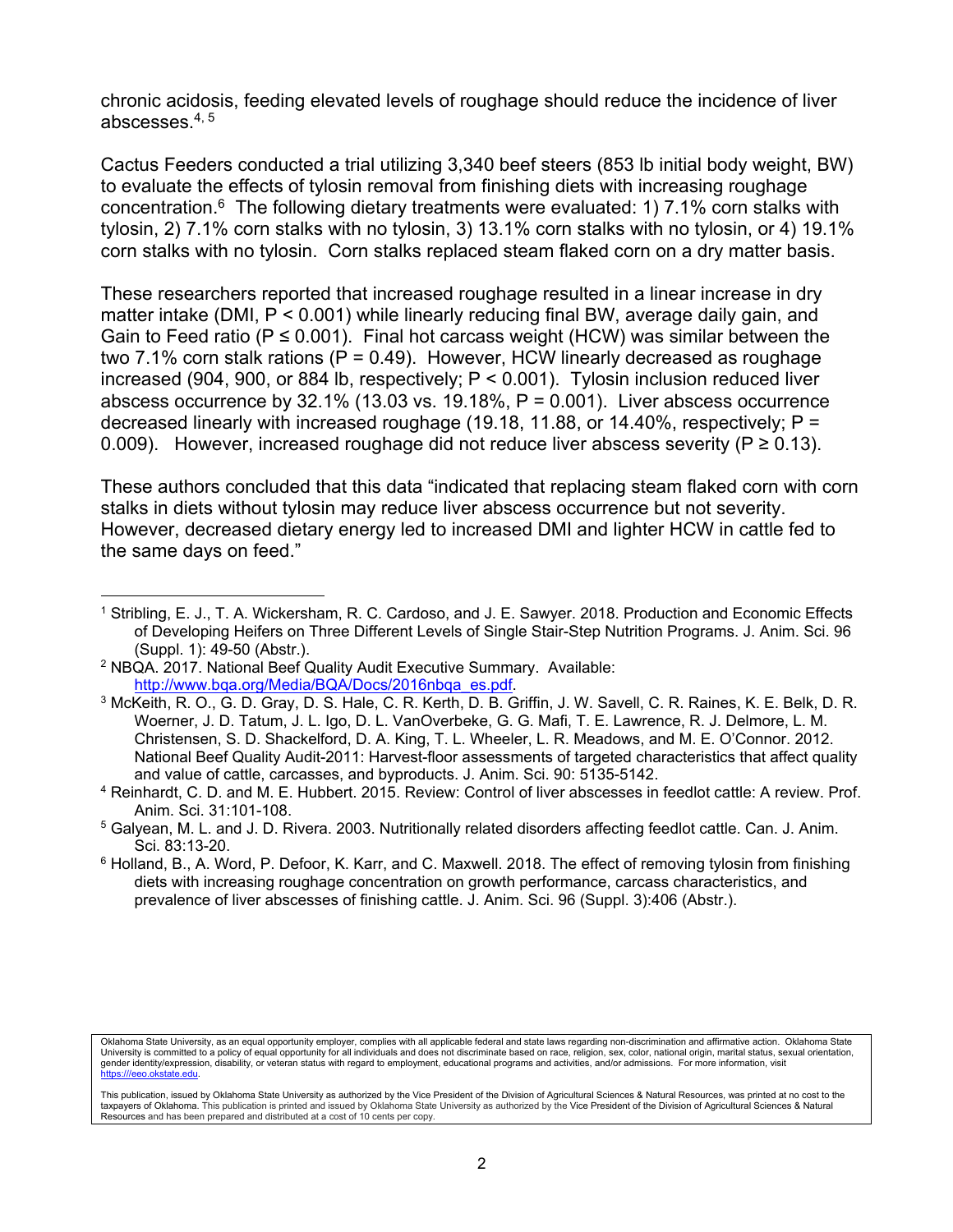chronic acidosis, feeding elevated levels of roughage should reduce the incidence of liver abscesses.[4, 5]

Cactus Feeders conducted a trial utilizing 3,340 beef steers (853 lb initial body weight, BW) to evaluate the effects of tylosin removal from finishing diets with increasing roughage concentration.[6] The following dietary treatments were evaluated: 1) 7.1% corn stalks with tylosin, 2) 7.1% corn stalks with no tylosin, 3) 13.1% corn stalks with no tylosin, or 4) 19.1% corn stalks with no tylosin. Corn stalks replaced steam flaked corn on a dry matter basis.

These researchers reported that increased roughage resulted in a linear increase in dry matter intake (DMI, $P < 0.001$) while linearly reducing final BW, average daily gain, and Gain to Feed ratio ($P \leq 0.001$). Final hot carcass weight (HCW) was similar between the two 7.1% corn stalk rations ($P = 0.49$). However, HCW linearly decreased as roughage increased (904, 900, or 884 lb, respectively; $P < 0.001$). Tylosin inclusion reduced liver abscess occurrence by 32.1% (13.03 vs. 19.18%, $P = 0.001$). Liver abscess occurrence decreased linearly with increased roughage (19.18, 11.88, or 14.40%, respectively; $P = 0.009$). However, increased roughage did not reduce liver abscess severity ($P \geq 0.13$).

These authors concluded that this data "indicated that replacing steam flaked corn with corn stalks in diets without tylosin may reduce liver abscess occurrence but not severity. However, decreased dietary energy led to increased DMI and lighter HCW in cattle fed to the same days on feed."

---

[1] Stribling, E. J., T. A. Wickersham, R. C. Cardoso, and J. E. Sawyer. 2018. Production and Economic Effects of Developing Heifers on Three Different Levels of Single Stair-Step Nutrition Programs. J. Anim. Sci. 96 (Suppl. 1): 49-50 (Abstr.).

[2] NBQA. 2017. National Beef Quality Audit Executive Summary. Available: http://www.bqa.org/Media/BQA/Docs/2016nbqa_es.pdf.

[3] McKeith, R. O., G. D. Gray, D. S. Hale, C. R. Kerth, D. B. Griffin, J. W. Savell, C. R. Raines, K. E. Belk, D. R. Woerner, J. D. Tatum, J. L. Igo, D. L. VanOverbeke, G. G. Mafi, T. E. Lawrence, R. J. Delmore, L. M. Christensen, S. D. Shackelford, D. A. King, T. L. Wheeler, L. R. Meadows, and M. E. O'Connor. 2012. National Beef Quality Audit-2011: Harvest-floor assessments of targeted characteristics that affect quality and value of cattle, carcasses, and byproducts. J. Anim. Sci. 90: 5135-5142.

[4] Reinhardt, C. D. and M. E. Hubbert. 2015. Review: Control of liver abscesses in feedlot cattle: A review. Prof. Anim. Sci. 31:101-108.

[5] Galyean, M. L. and J. D. Rivera. 2003. Nutritionally related disorders affecting feedlot cattle. Can. J. Anim. Sci. 83:13-20.

[6] Holland, B., A. Word, P. Defoor, K. Karr, and C. Maxwell. 2018. The effect of removing tylosin from finishing diets with increasing roughage concentration on growth performance, carcass characteristics, and prevalence of liver abscesses of finishing cattle. J. Anim. Sci. 96 (Suppl. 3):406 (Abstr.).

Oklahoma State University, as an equal opportunity employer, complies with all applicable federal and state laws regarding non-discrimination and affirmative action. Oklahoma State University is committed to a policy of equal opportunity for all individuals and does not discriminate based on race, religion, sex, color, national origin, marital status, sexual orientation, gender identity/expression, disability, or veteran status with regard to employment, educational programs and activities, and/or admissions. For more information, visit https:///eeo.okstate.edu.

This publication, issued by Oklahoma State University as authorized by the Vice President of the Division of Agricultural Sciences & Natural Resources, was printed at no cost to the taxpayers of Oklahoma. This publication is printed and issued by Oklahoma State University as authorized by the Vice President of the Division of Agricultural Sciences & Natural Resources and has been prepared and distributed at a cost of 10 cents per copy.